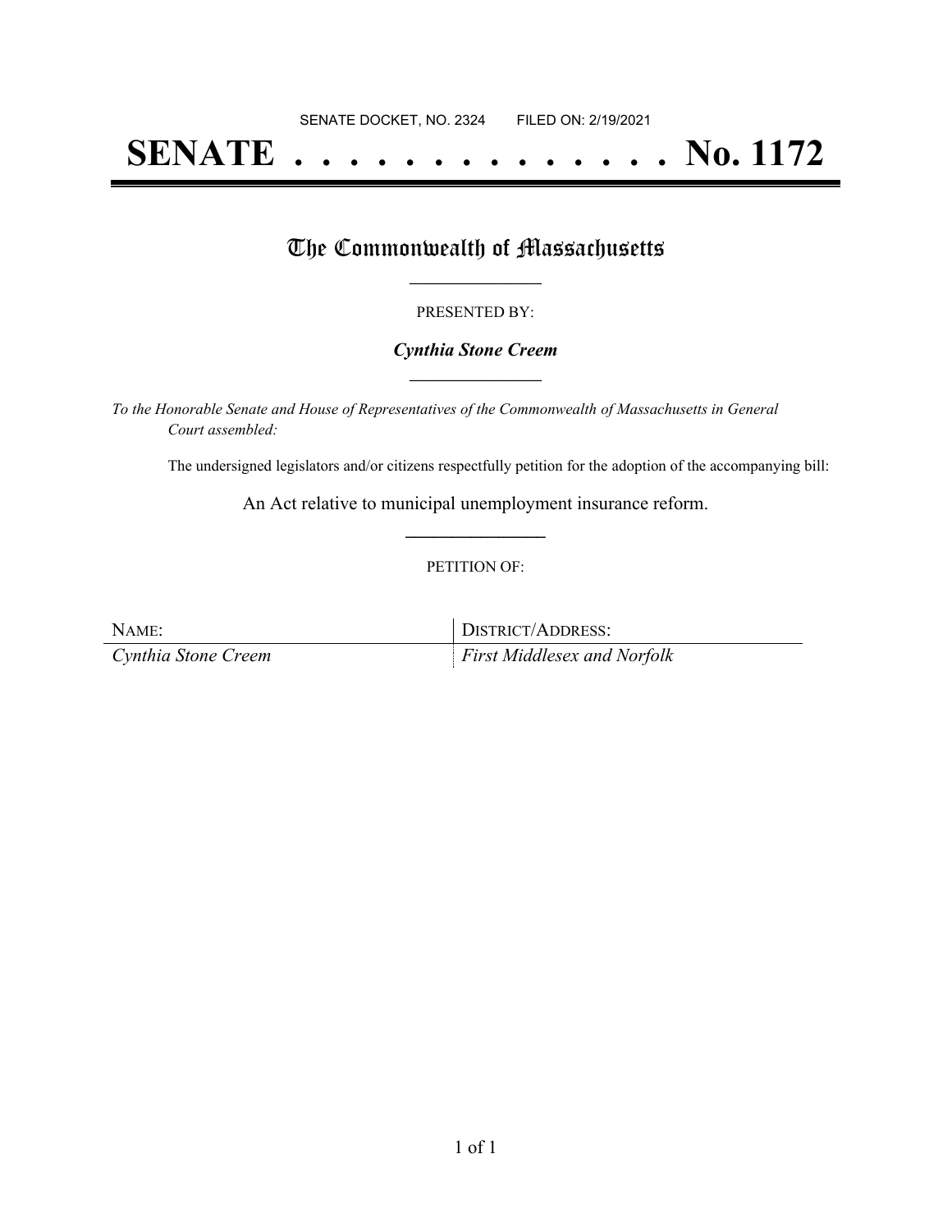SENATE DOCKET, NO. 2324        FILED ON: 2/19/2021

# SENATE . . . . . . . . . . . . . . No. 1172

## The Commonwealth of Massachusetts

PRESENTED BY:

***Cynthia Stone Creem***

*To the Honorable Senate and House of Representatives of the Commonwealth of Massachusetts in General Court assembled:*

The undersigned legislators and/or citizens respectfully petition for the adoption of the accompanying bill:

An Act relative to municipal unemployment insurance reform.

PETITION OF:

| NAME: | DISTRICT/ADDRESS: |
|---|---|
| *Cynthia Stone Creem* | *First Middlesex and Norfolk* |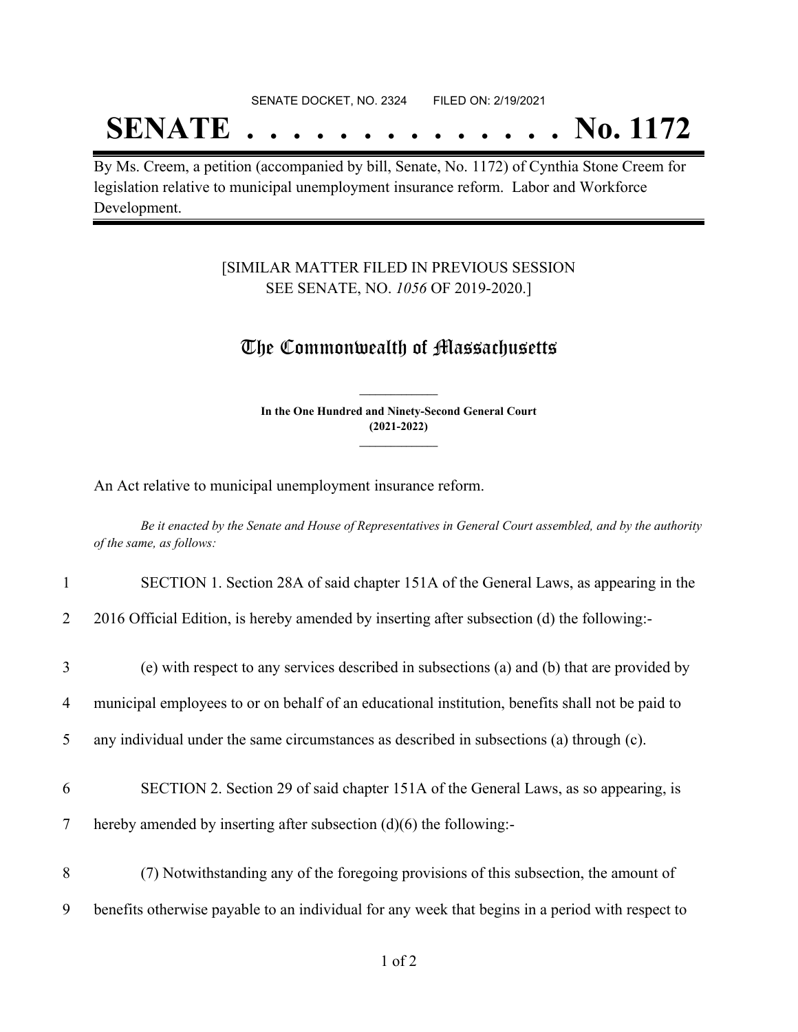SENATE DOCKET, NO. 2324 FILED ON: 2/19/2021

# SENATE . . . . . . . . . . . . . . No. 1172

By Ms. Creem, a petition (accompanied by bill, Senate, No. 1172) of Cynthia Stone Creem for legislation relative to municipal unemployment insurance reform. Labor and Workforce Development.

[SIMILAR MATTER FILED IN PREVIOUS SESSION
SEE SENATE, NO. *1056* OF 2019-2020.]

## The Commonwealth of Massachusetts

**In the One Hundred and Ninety-Second General Court
(2021-2022)**

An Act relative to municipal unemployment insurance reform.

*Be it enacted by the Senate and House of Representatives in General Court assembled, and by the authority of the same, as follows:*

1 SECTION 1. Section 28A of said chapter 151A of the General Laws, as appearing in the
2 2016 Official Edition, is hereby amended by inserting after subsection (d) the following:-

3 (e) with respect to any services described in subsections (a) and (b) that are provided by
4 municipal employees to or on behalf of an educational institution, benefits shall not be paid to
5 any individual under the same circumstances as described in subsections (a) through (c).

6 SECTION 2. Section 29 of said chapter 151A of the General Laws, as so appearing, is
7 hereby amended by inserting after subsection (d)(6) the following:-

8 (7) Notwithstanding any of the foregoing provisions of this subsection, the amount of
9 benefits otherwise payable to an individual for any week that begins in a period with respect to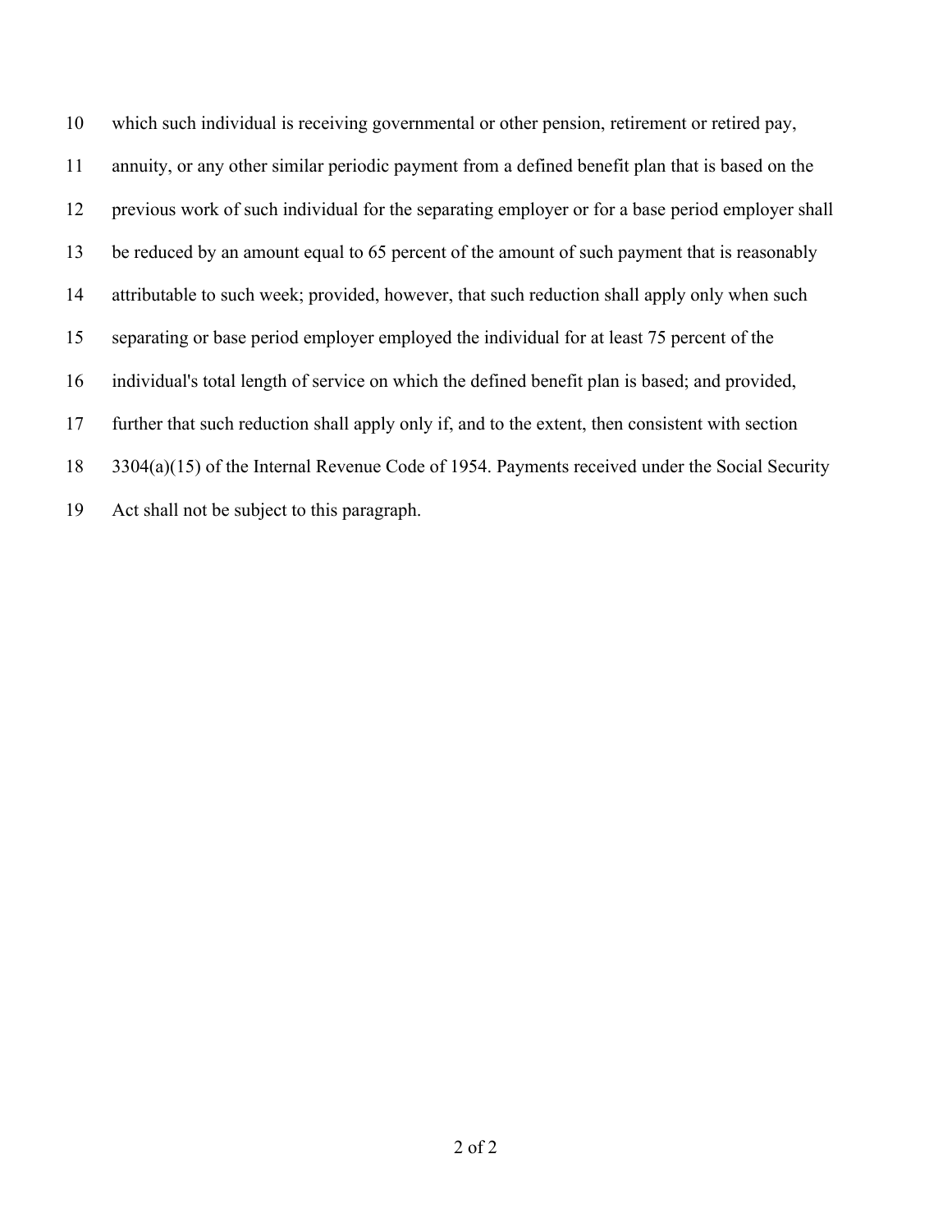which such individual is receiving governmental or other pension, retirement or retired pay, annuity, or any other similar periodic payment from a defined benefit plan that is based on the previous work of such individual for the separating employer or for a base period employer shall be reduced by an amount equal to 65 percent of the amount of such payment that is reasonably attributable to such week; provided, however, that such reduction shall apply only when such separating or base period employer employed the individual for at least 75 percent of the individual's total length of service on which the defined benefit plan is based; and provided, further that such reduction shall apply only if, and to the extent, then consistent with section 3304(a)(15) of the Internal Revenue Code of 1954. Payments received under the Social Security Act shall not be subject to this paragraph.